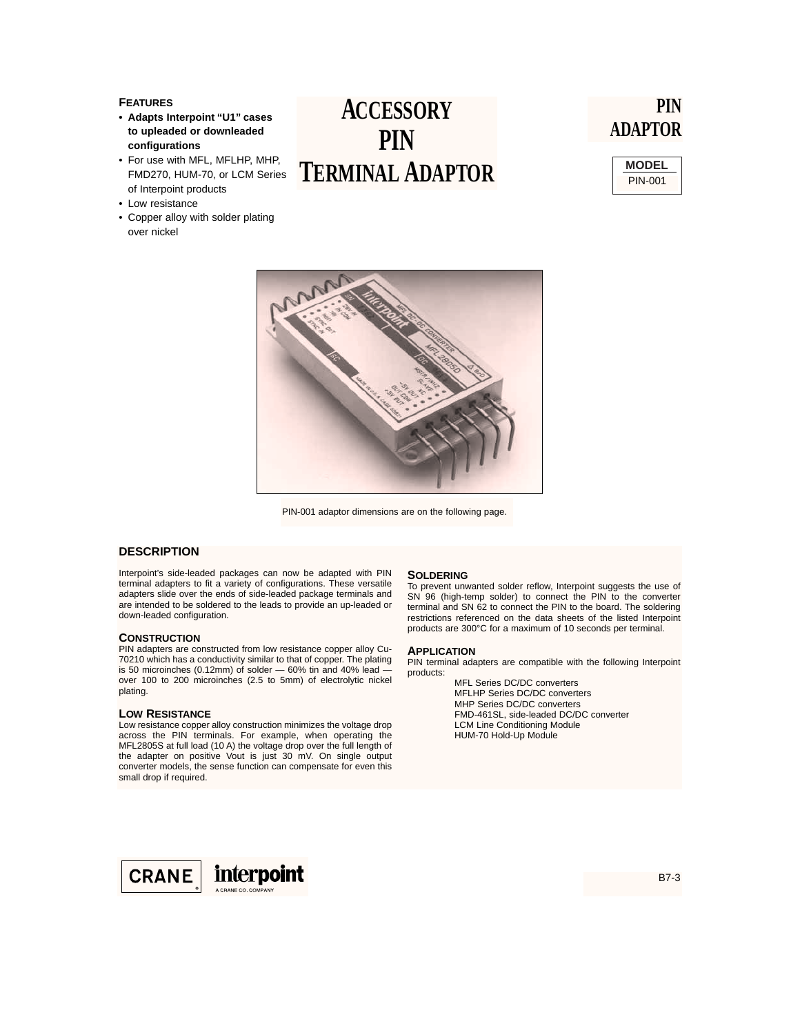# Accessory PIN Terminal Adaptor

## PIN ADAPTOR

| MODEL |
| --- |
| PIN-001 |

### FEATURES

- **Adapts Interpoint "U1" cases to upleaded or downleaded configurations**
- For use with MFL, MFLHP, MHP, FMD270, HUM-70, or LCM Series of Interpoint products
- Low resistance
- Copper alloy with solder plating over nickel

PIN-001 adaptor dimensions are on the following page.

### DESCRIPTION

Interpoint's side-leaded packages can now be adapted with PIN terminal adapters to fit a variety of configurations. These versatile adapters slide over the ends of side-leaded package terminals and are intended to be soldered to the leads to provide an up-leaded or down-leaded configuration.

### CONSTRUCTION

PIN adapters are constructed from low resistance copper alloy Cu-70210 which has a conductivity similar to that of copper. The plating is 50 microinches (0.12mm) of solder — 60% tin and 40% lead — over 100 to 200 microinches (2.5 to 5mm) of electrolytic nickel plating.

### LOW RESISTANCE

Low resistance copper alloy construction minimizes the voltage drop across the PIN terminals. For example, when operating the MFL2805S at full load (10 A) the voltage drop over the full length of the adapter on positive Vout is just 30 mV. On single output converter models, the sense function can compensate for even this small drop if required.

### SOLDERING

To prevent unwanted solder reflow, Interpoint suggests the use of SN 96 (high-temp solder) to connect the PIN to the converter terminal and SN 62 to connect the PIN to the board. The soldering restrictions referenced on the data sheets of the listed Interpoint products are 300°C for a maximum of 10 seconds per terminal.

### APPLICATION

PIN terminal adapters are compatible with the following Interpoint products:

- MFL Series DC/DC converters
- MFLHP Series DC/DC converters
- MHP Series DC/DC converters
- FMD-461SL, side-leaded DC/DC converter
- LCM Line Conditioning Module
- HUM-70 Hold-Up Module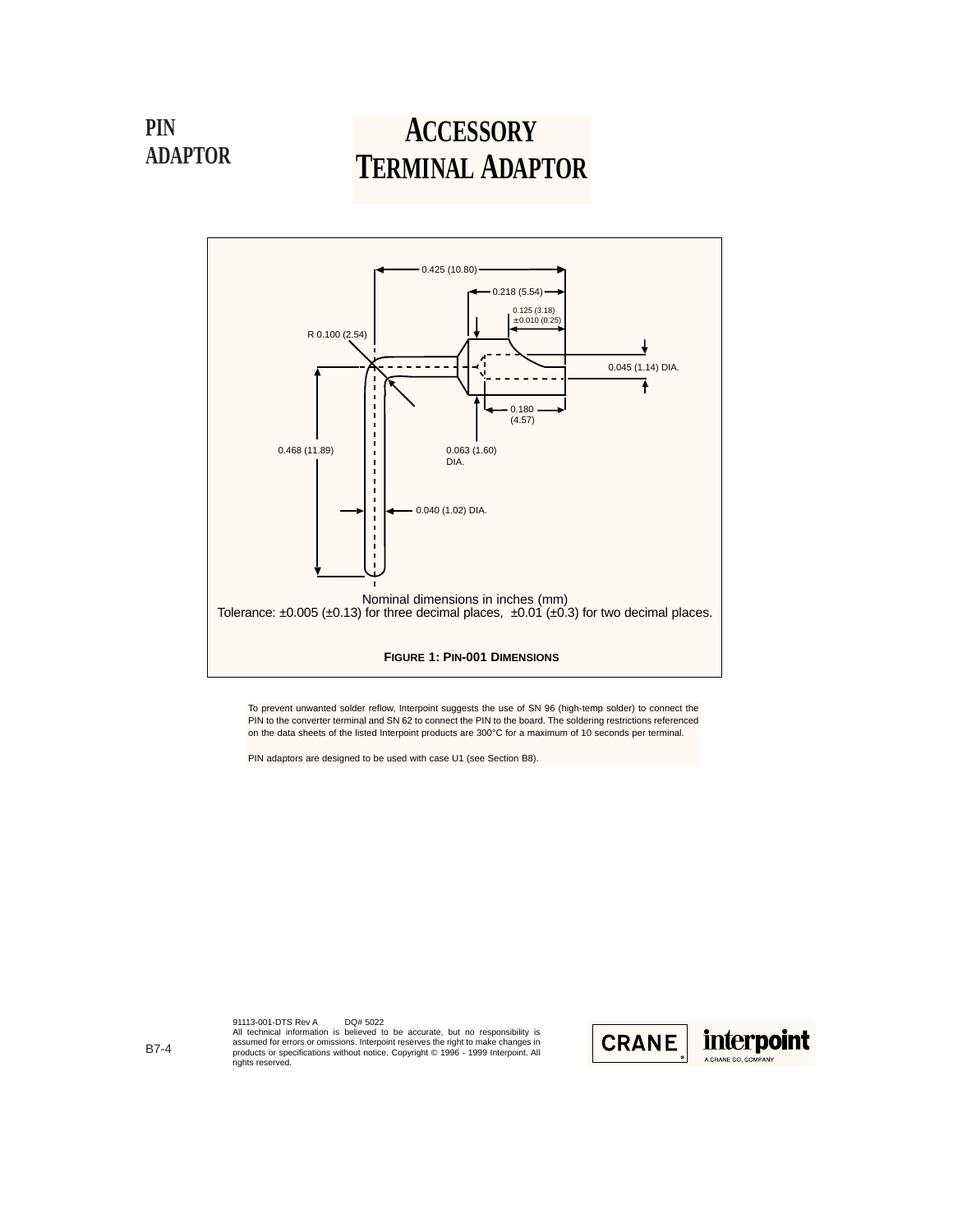# PIN ADAPTOR

# ACCESSORY TERMINAL ADAPTOR

0.425 (10.80)

0.218 (5.54)

0.125 (3.18)
±0.010 (0.25)

R 0.100 (2.54)

0.045 (1.14) DIA.

0.180
(4.57)

0.468 (11.89)

0.063 (1.60)
DIA.

0.040 (1.02) DIA.

Nominal dimensions in inches (mm)
Tolerance: ±0.005 (±0.13) for three decimal places, ±0.01 (±0.3) for two decimal places.

**FIGURE 1: PIN-001 DIMENSIONS**

To prevent unwanted solder reflow, Interpoint suggests the use of SN 96 (high-temp solder) to connect the PIN to the converter terminal and SN 62 to connect the PIN to the board. The soldering restrictions referenced on the data sheets of the listed Interpoint products are 300°C for a maximum of 10 seconds per terminal.

PIN adaptors are designed to be used with case U1 (see Section B8).

91113-001-DTS Rev A DQ# 5022
All technical information is believed to be accurate, but no responsibility is assumed for errors or omissions. Interpoint reserves the right to make changes in products or specifications without notice. Copyright © 1996 - 1999 Interpoint. All rights reserved.

CRANE interpoint A CRANE CO. COMPANY